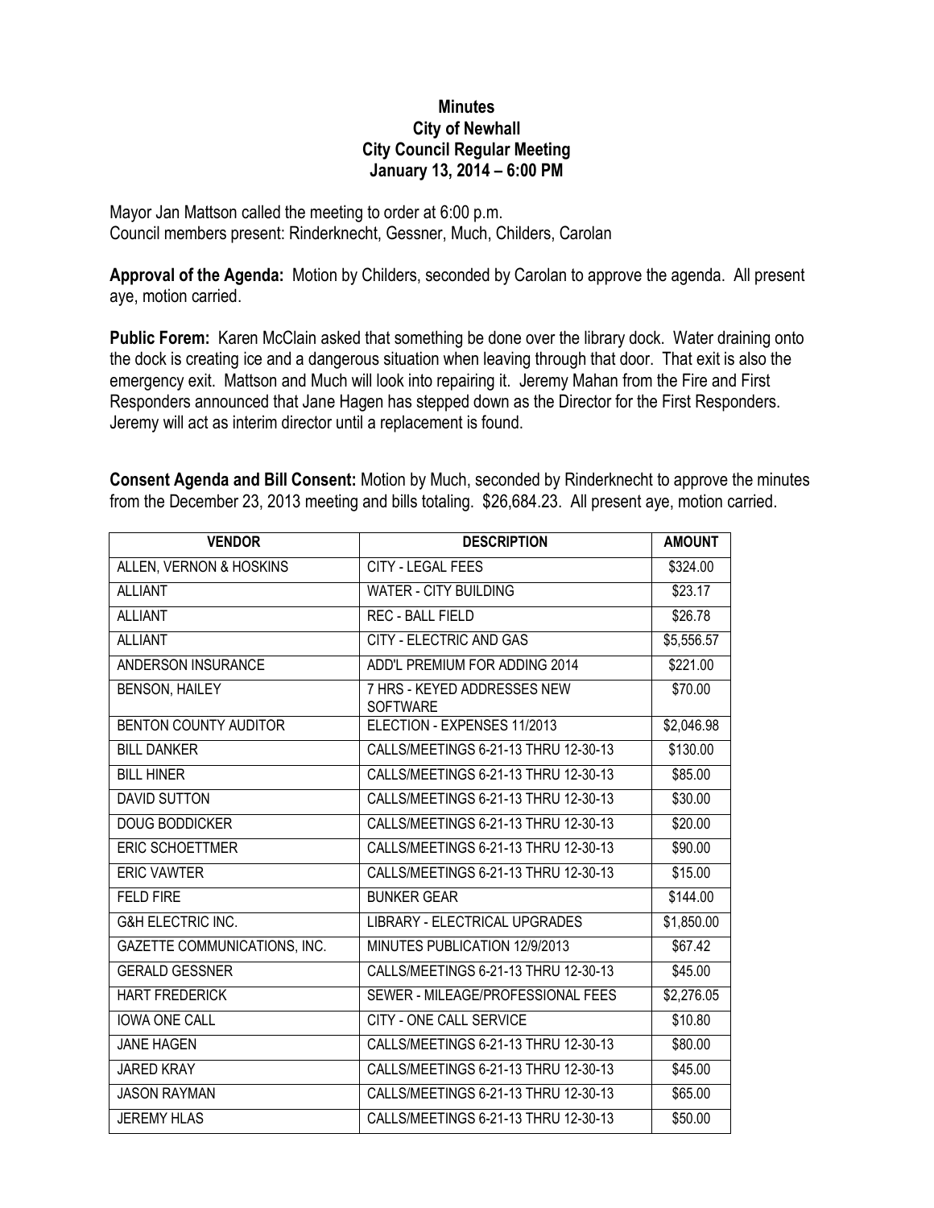# Minutes
## City of Newhall
## City Council Regular Meeting
## January 13, 2014 – 6:00 PM

Mayor Jan Mattson called the meeting to order at 6:00 p.m.
Council members present: Rinderknecht, Gessner, Much, Childers, Carolan

**Approval of the Agenda:** Motion by Childers, seconded by Carolan to approve the agenda. All present aye, motion carried.

**Public Forem:** Karen McClain asked that something be done over the library dock. Water draining onto the dock is creating ice and a dangerous situation when leaving through that door. That exit is also the emergency exit. Mattson and Much will look into repairing it. Jeremy Mahan from the Fire and First Responders announced that Jane Hagen has stepped down as the Director for the First Responders. Jeremy will act as interim director until a replacement is found.

**Consent Agenda and Bill Consent:** Motion by Much, seconded by Rinderknecht to approve the minutes from the December 23, 2013 meeting and bills totaling. $26,684.23. All present aye, motion carried.

| VENDOR | DESCRIPTION | AMOUNT |
|---|---|---|
| ALLEN, VERNON & HOSKINS | CITY - LEGAL FEES | $324.00 |
| ALLIANT | WATER - CITY BUILDING | $23.17 |
| ALLIANT | REC - BALL FIELD | $26.78 |
| ALLIANT | CITY - ELECTRIC AND GAS | $5,556.57 |
| ANDERSON INSURANCE | ADD'L PREMIUM FOR ADDING 2014 | $221.00 |
| BENSON, HAILEY | 7 HRS - KEYED ADDRESSES NEW SOFTWARE | $70.00 |
| BENTON COUNTY AUDITOR | ELECTION - EXPENSES 11/2013 | $2,046.98 |
| BILL DANKER | CALLS/MEETINGS 6-21-13 THRU 12-30-13 | $130.00 |
| BILL HINER | CALLS/MEETINGS 6-21-13 THRU 12-30-13 | $85.00 |
| DAVID SUTTON | CALLS/MEETINGS 6-21-13 THRU 12-30-13 | $30.00 |
| DOUG BODDICKER | CALLS/MEETINGS 6-21-13 THRU 12-30-13 | $20.00 |
| ERIC SCHOETTMER | CALLS/MEETINGS 6-21-13 THRU 12-30-13 | $90.00 |
| ERIC VAWTER | CALLS/MEETINGS 6-21-13 THRU 12-30-13 | $15.00 |
| FELD FIRE | BUNKER GEAR | $144.00 |
| G&H ELECTRIC INC. | LIBRARY - ELECTRICAL UPGRADES | $1,850.00 |
| GAZETTE COMMUNICATIONS, INC. | MINUTES PUBLICATION 12/9/2013 | $67.42 |
| GERALD GESSNER | CALLS/MEETINGS 6-21-13 THRU 12-30-13 | $45.00 |
| HART FREDERICK | SEWER - MILEAGE/PROFESSIONAL FEES | $2,276.05 |
| IOWA ONE CALL | CITY - ONE CALL SERVICE | $10.80 |
| JANE HAGEN | CALLS/MEETINGS 6-21-13 THRU 12-30-13 | $80.00 |
| JARED KRAY | CALLS/MEETINGS 6-21-13 THRU 12-30-13 | $45.00 |
| JASON RAYMAN | CALLS/MEETINGS 6-21-13 THRU 12-30-13 | $65.00 |
| JEREMY HLAS | CALLS/MEETINGS 6-21-13 THRU 12-30-13 | $50.00 |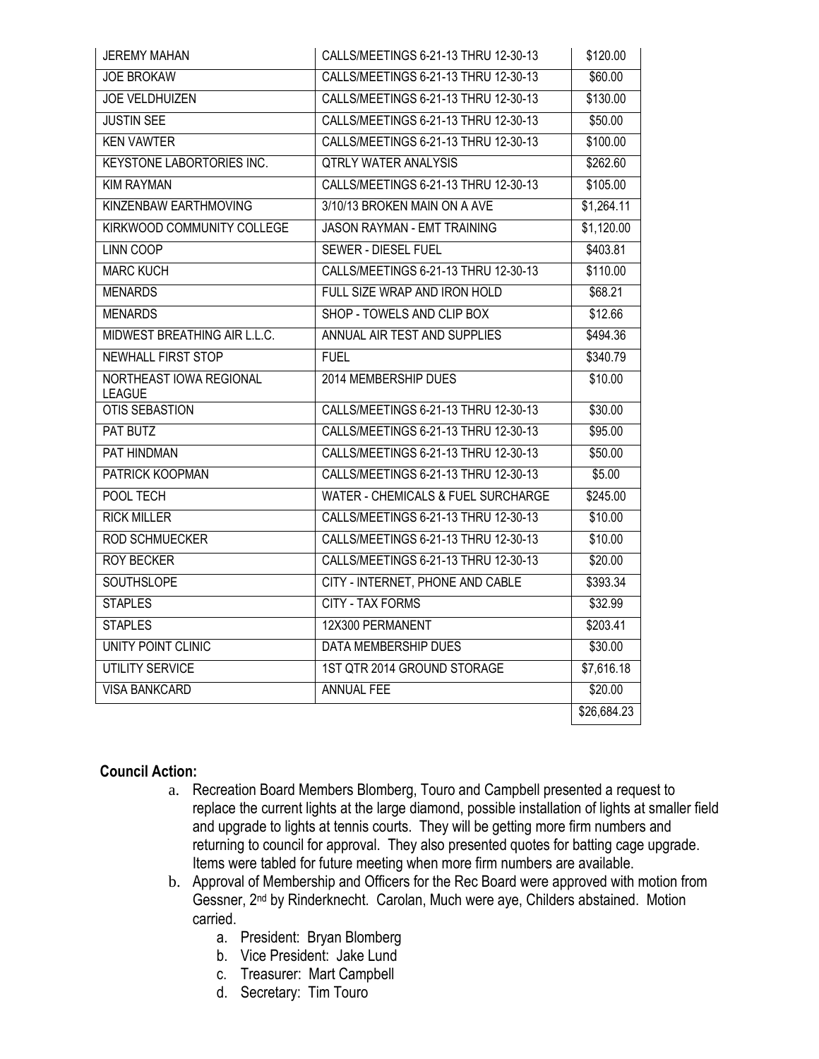| | | |
|---|---|---|
| JEREMY MAHAN | CALLS/MEETINGS 6-21-13 THRU 12-30-13 | \$120.00 |
| JOE BROKAW | CALLS/MEETINGS 6-21-13 THRU 12-30-13 | \$60.00 |
| JOE VELDHUIZEN | CALLS/MEETINGS 6-21-13 THRU 12-30-13 | \$130.00 |
| JUSTIN SEE | CALLS/MEETINGS 6-21-13 THRU 12-30-13 | \$50.00 |
| KEN VAWTER | CALLS/MEETINGS 6-21-13 THRU 12-30-13 | \$100.00 |
| KEYSTONE LABORTORIES INC. | QTRLY WATER ANALYSIS | \$262.60 |
| KIM RAYMAN | CALLS/MEETINGS 6-21-13 THRU 12-30-13 | \$105.00 |
| KINZENBAW EARTHMOVING | 3/10/13 BROKEN MAIN ON A AVE | \$1,264.11 |
| KIRKWOOD COMMUNITY COLLEGE | JASON RAYMAN - EMT TRAINING | \$1,120.00 |
| LINN COOP | SEWER - DIESEL FUEL | \$403.81 |
| MARC KUCH | CALLS/MEETINGS 6-21-13 THRU 12-30-13 | \$110.00 |
| MENARDS | FULL SIZE WRAP AND IRON HOLD | \$68.21 |
| MENARDS | SHOP - TOWELS AND CLIP BOX | \$12.66 |
| MIDWEST BREATHING AIR L.L.C. | ANNUAL AIR TEST AND SUPPLIES | \$494.36 |
| NEWHALL FIRST STOP | FUEL | \$340.79 |
| NORTHEAST IOWA REGIONAL LEAGUE | 2014 MEMBERSHIP DUES | \$10.00 |
| OTIS SEBASTION | CALLS/MEETINGS 6-21-13 THRU 12-30-13 | \$30.00 |
| PAT BUTZ | CALLS/MEETINGS 6-21-13 THRU 12-30-13 | \$95.00 |
| PAT HINDMAN | CALLS/MEETINGS 6-21-13 THRU 12-30-13 | \$50.00 |
| PATRICK KOOPMAN | CALLS/MEETINGS 6-21-13 THRU 12-30-13 | \$5.00 |
| POOL TECH | WATER - CHEMICALS & FUEL SURCHARGE | \$245.00 |
| RICK MILLER | CALLS/MEETINGS 6-21-13 THRU 12-30-13 | \$10.00 |
| ROD SCHMUECKER | CALLS/MEETINGS 6-21-13 THRU 12-30-13 | \$10.00 |
| ROY BECKER | CALLS/MEETINGS 6-21-13 THRU 12-30-13 | \$20.00 |
| SOUTHSLOPE | CITY - INTERNET, PHONE AND CABLE | \$393.34 |
| STAPLES | CITY - TAX FORMS | \$32.99 |
| STAPLES | 12X300 PERMANENT | \$203.41 |
| UNITY POINT CLINIC | DATA MEMBERSHIP DUES | \$30.00 |
| UTILITY SERVICE | 1ST QTR 2014 GROUND STORAGE | \$7,616.18 |
| VISA BANKCARD | ANNUAL FEE | \$20.00 |
| | | \$26,684.23 |

**Council Action:**

a. Recreation Board Members Blomberg, Touro and Campbell presented a request to replace the current lights at the large diamond, possible installation of lights at smaller field and upgrade to lights at tennis courts. They will be getting more firm numbers and returning to council for approval. They also presented quotes for batting cage upgrade. Items were tabled for future meeting when more firm numbers are available.

b. Approval of Membership and Officers for the Rec Board were approved with motion from Gessner, 2nd by Rinderknecht. Carolan, Much were aye, Childers abstained. Motion carried.

   a. President: Bryan Blomberg
   b. Vice President: Jake Lund
   c. Treasurer: Mart Campbell
   d. Secretary: Tim Touro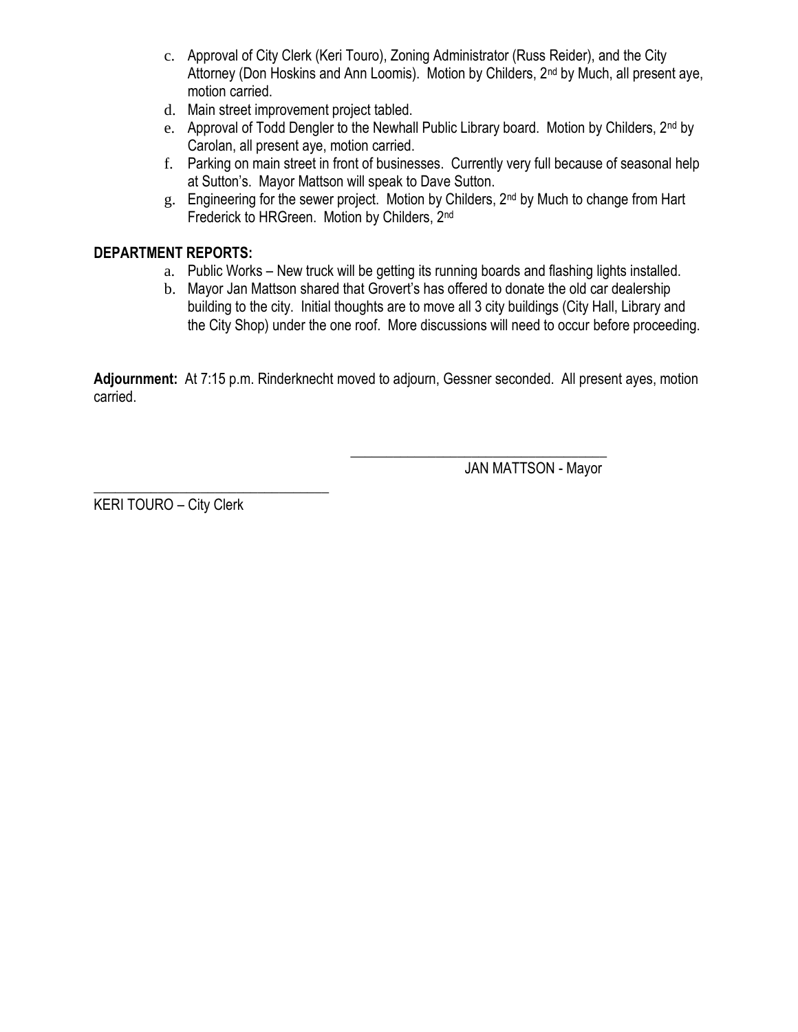c. Approval of City Clerk (Keri Touro), Zoning Administrator (Russ Reider), and the City Attorney (Don Hoskins and Ann Loomis). Motion by Childers, 2nd by Much, all present aye, motion carried.
d. Main street improvement project tabled.
e. Approval of Todd Dengler to the Newhall Public Library board. Motion by Childers, 2nd by Carolan, all present aye, motion carried.
f. Parking on main street in front of businesses. Currently very full because of seasonal help at Sutton's. Mayor Mattson will speak to Dave Sutton.
g. Engineering for the sewer project. Motion by Childers, 2nd by Much to change from Hart Frederick to HRGreen. Motion by Childers, 2nd

**DEPARTMENT REPORTS:**

a. Public Works – New truck will be getting its running boards and flashing lights installed.
b. Mayor Jan Mattson shared that Grovert's has offered to donate the old car dealership building to the city. Initial thoughts are to move all 3 city buildings (City Hall, Library and the City Shop) under the one roof. More discussions will need to occur before proceeding.

**Adjournment:** At 7:15 p.m. Rinderknecht moved to adjourn, Gessner seconded. All present ayes, motion carried.

\_\_\_\_\_\_\_\_\_\_\_\_\_\_\_\_\_\_\_\_\_\_\_\_\_\_\_\_\_\_\_\_\_\_\_\_

JAN MATTSON - Mayor

\_\_\_\_\_\_\_\_\_\_\_\_\_\_\_\_\_\_\_\_\_\_\_\_\_\_\_\_\_\_\_\_\_\_\_\_

KERI TOURO – City Clerk